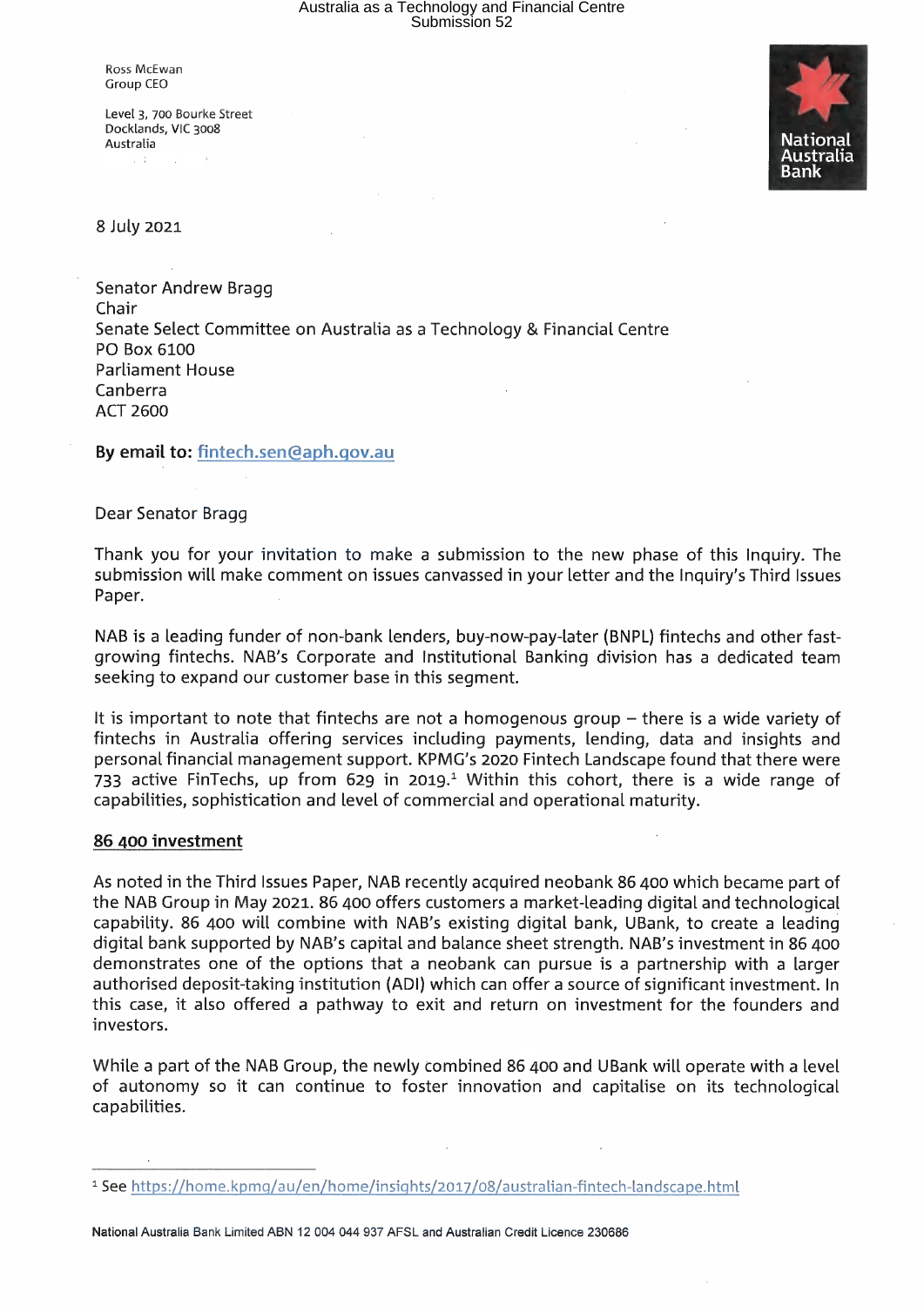Ross McEwan
Group CEO

Level 3, 700 Bourke Street
Docklands, VIC 3008
Australia

National Australia Bank

8 July 2021

Senator Andrew Bragg
Chair
Senate Select Committee on Australia as a Technology & Financial Centre
PO Box 6100
Parliament House
Canberra
ACT 2600

**By email to:** fintech.sen@aph.gov.au

Dear Senator Bragg

Thank you for your invitation to make a submission to the new phase of this Inquiry. The submission will make comment on issues canvassed in your letter and the Inquiry's Third Issues Paper.

NAB is a leading funder of non-bank lenders, buy-now-pay-later (BNPL) fintechs and other fast-growing fintechs. NAB's Corporate and Institutional Banking division has a dedicated team seeking to expand our customer base in this segment.

It is important to note that fintechs are not a homogenous group – there is a wide variety of fintechs in Australia offering services including payments, lending, data and insights and personal financial management support. KPMG's 2020 Fintech Landscape found that there were 733 active FinTechs, up from 629 in 2019.[1] Within this cohort, there is a wide range of capabilities, sophistication and level of commercial and operational maturity.

## 86 400 investment

As noted in the Third Issues Paper, NAB recently acquired neobank 86 400 which became part of the NAB Group in May 2021. 86 400 offers customers a market-leading digital and technological capability. 86 400 will combine with NAB's existing digital bank, UBank, to create a leading digital bank supported by NAB's capital and balance sheet strength. NAB's investment in 86 400 demonstrates one of the options that a neobank can pursue is a partnership with a larger authorised deposit-taking institution (ADI) which can offer a source of significant investment. In this case, it also offered a pathway to exit and return on investment for the founders and investors.

While a part of the NAB Group, the newly combined 86 400 and UBank will operate with a level of autonomy so it can continue to foster innovation and capitalise on its technological capabilities.

[1] See https://home.kpmg/au/en/home/insights/2017/08/australian-fintech-landscape.html

National Australia Bank Limited ABN 12 004 044 937 AFSL and Australian Credit Licence 230686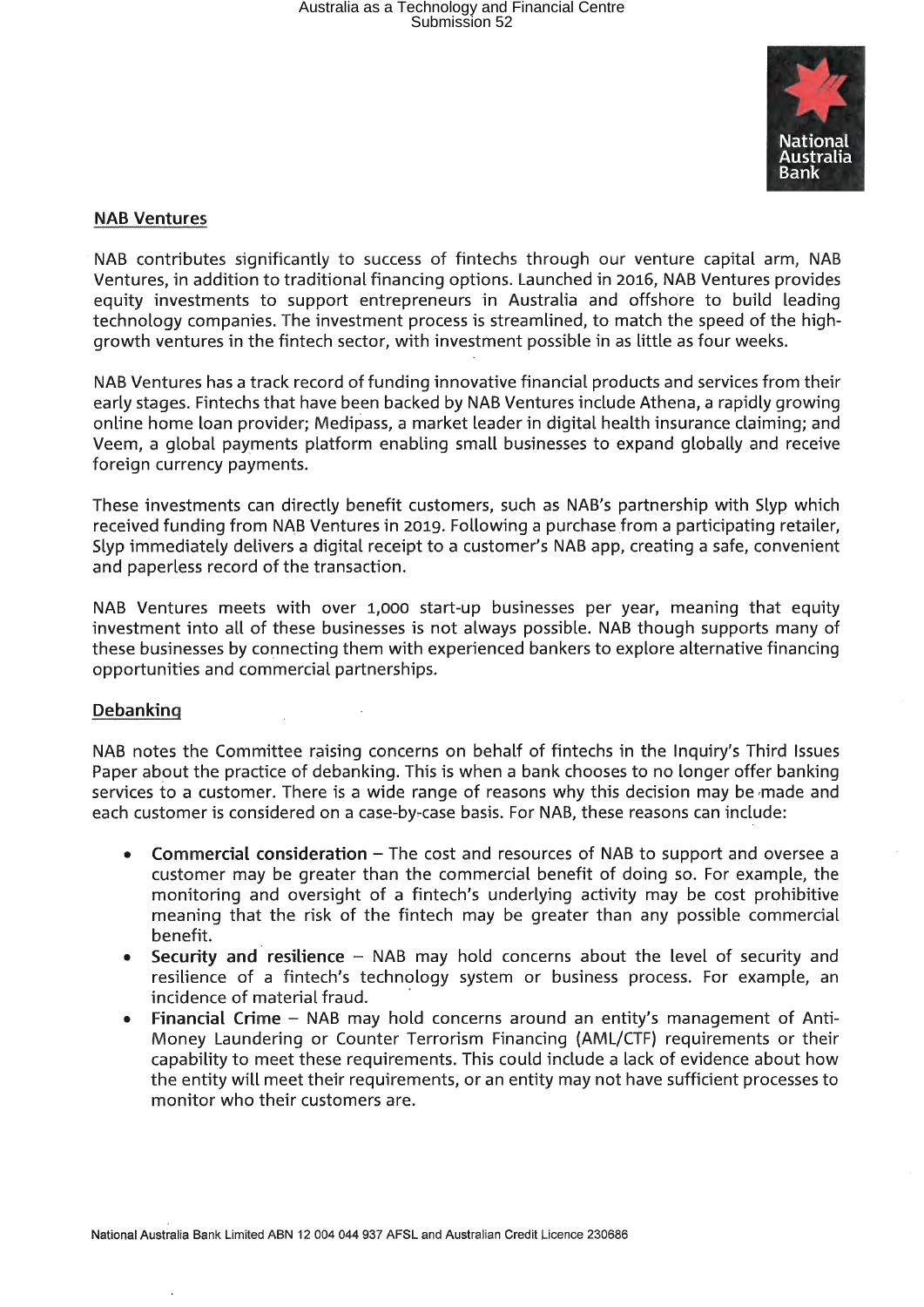## NAB Ventures

NAB contributes significantly to success of fintechs through our venture capital arm, NAB Ventures, in addition to traditional financing options. Launched in 2016, NAB Ventures provides equity investments to support entrepreneurs in Australia and offshore to build leading technology companies. The investment process is streamlined, to match the speed of the high-growth ventures in the fintech sector, with investment possible in as little as four weeks.

NAB Ventures has a track record of funding innovative financial products and services from their early stages. Fintechs that have been backed by NAB Ventures include Athena, a rapidly growing online home loan provider; Medipass, a market leader in digital health insurance claiming; and Veem, a global payments platform enabling small businesses to expand globally and receive foreign currency payments.

These investments can directly benefit customers, such as NAB's partnership with Slyp which received funding from NAB Ventures in 2019. Following a purchase from a participating retailer, Slyp immediately delivers a digital receipt to a customer's NAB app, creating a safe, convenient and paperless record of the transaction.

NAB Ventures meets with over 1,000 start-up businesses per year, meaning that equity investment into all of these businesses is not always possible. NAB though supports many of these businesses by connecting them with experienced bankers to explore alternative financing opportunities and commercial partnerships.

## Debanking

NAB notes the Committee raising concerns on behalf of fintechs in the Inquiry's Third Issues Paper about the practice of debanking. This is when a bank chooses to no longer offer banking services to a customer. There is a wide range of reasons why this decision may be made and each customer is considered on a case-by-case basis. For NAB, these reasons can include:

- **Commercial consideration** – The cost and resources of NAB to support and oversee a customer may be greater than the commercial benefit of doing so. For example, the monitoring and oversight of a fintech's underlying activity may be cost prohibitive meaning that the risk of the fintech may be greater than any possible commercial benefit.
- **Security and resilience** – NAB may hold concerns about the level of security and resilience of a fintech's technology system or business process. For example, an incidence of material fraud.
- **Financial Crime** – NAB may hold concerns around an entity's management of Anti-Money Laundering or Counter Terrorism Financing (AML/CTF) requirements or their capability to meet these requirements. This could include a lack of evidence about how the entity will meet their requirements, or an entity may not have sufficient processes to monitor who their customers are.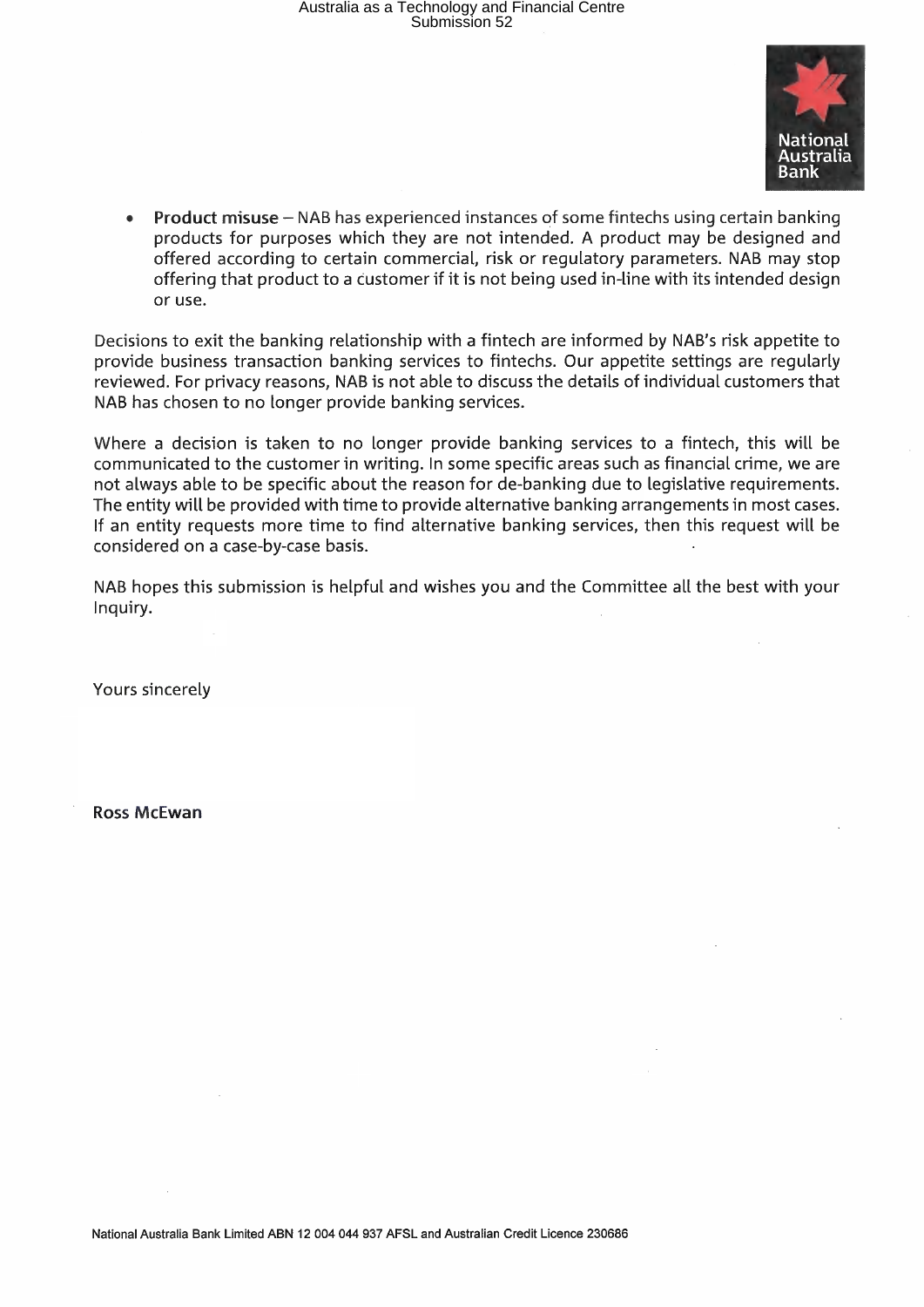- **Product misuse** – NAB has experienced instances of some fintechs using certain banking products for purposes which they are not intended. A product may be designed and offered according to certain commercial, risk or regulatory parameters. NAB may stop offering that product to a customer if it is not being used in-line with its intended design or use.

Decisions to exit the banking relationship with a fintech are informed by NAB's risk appetite to provide business transaction banking services to fintechs. Our appetite settings are regularly reviewed. For privacy reasons, NAB is not able to discuss the details of individual customers that NAB has chosen to no longer provide banking services.

Where a decision is taken to no longer provide banking services to a fintech, this will be communicated to the customer in writing. In some specific areas such as financial crime, we are not always able to be specific about the reason for de-banking due to legislative requirements. The entity will be provided with time to provide alternative banking arrangements in most cases. If an entity requests more time to find alternative banking services, then this request will be considered on a case-by-case basis.

NAB hopes this submission is helpful and wishes you and the Committee all the best with your Inquiry.

Yours sincerely

**Ross McEwan**

National Australia Bank Limited ABN 12 004 044 937 AFSL and Australian Credit Licence 230686